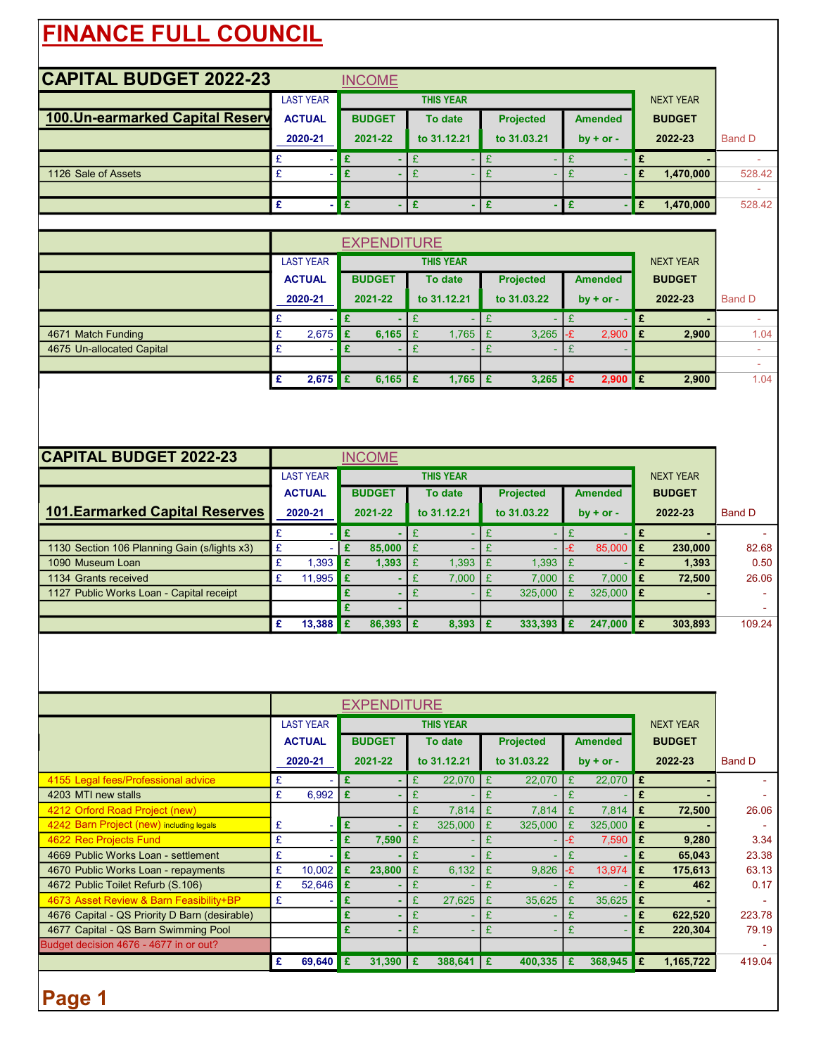# FINANCE FULL COUNCIL

## CAPITAL BUDGET 2022-23

### INCOME

| 100.Un-earmarked Capital Reserv | LAST YEAR ACTUAL 2020-21 | THIS YEAR BUDGET 2021-22 | THIS YEAR To date to 31.12.21 | THIS YEAR Projected to 31.03.21 | THIS YEAR Amended by + or - | NEXT YEAR BUDGET 2022-23 | Band D |
|---|---|---|---|---|---|---|---|
| | £ - | £ - | £ - | £ - | £ - | £ | - |
| 1126 Sale of Assets | £ - | £ - | £ - | £ - | £ - | £ 1,470,000 | 528.42 |
| | | | | | | | - |
| | £ - | £ - | £ - | £ - | £ - | £ 1,470,000 | 528.42 |

### EXPENDITURE

| | LAST YEAR ACTUAL 2020-21 | THIS YEAR BUDGET 2021-22 | THIS YEAR To date to 31.12.21 | THIS YEAR Projected to 31.03.22 | THIS YEAR Amended by + or - | NEXT YEAR BUDGET 2022-23 | Band D |
|---|---|---|---|---|---|---|---|
| | £ - | £ - | £ - | £ - | £ - | £ - | - |
| 4671 Match Funding | £ 2,675 | £ 6,165 | £ 1,765 | £ 3,265 | -£ 2,900 | £ 2,900 | 1.04 |
| 4675 Un-allocated Capital | £ - | £ - | £ - | £ - | £ - | | - |
| | | | | | | | - |
| | £ 2,675 | £ 6,165 | £ 1,765 | £ 3,265 | -£ 2,900 | £ 2,900 | 1.04 |

## CAPITAL BUDGET 2022-23

### INCOME

| 101.Earmarked Capital Reserves | LAST YEAR ACTUAL 2020-21 | THIS YEAR BUDGET 2021-22 | THIS YEAR To date to 31.12.21 | THIS YEAR Projected to 31.03.22 | THIS YEAR Amended by + or - | NEXT YEAR BUDGET 2022-23 | Band D |
|---|---|---|---|---|---|---|---|
| | £ - | £ - | £ - | £ - | £ - | £ - | - |
| 1130 Section 106 Planning Gain (s/lights x3) | £ - | £ 85,000 | £ - | £ - | -£ 85,000 | £ 230,000 | 82.68 |
| 1090 Museum Loan | £ 1,393 | £ 1,393 | £ 1,393 | £ 1,393 | £ - | £ 1,393 | 0.50 |
| 1134 Grants received | £ 11,995 | £ - | £ 7,000 | £ 7,000 | £ 7,000 | £ 72,500 | 26.06 |
| 1127 Public Works Loan - Capital receipt | | £ - | £ - | £ 325,000 | £ 325,000 | £ - | - |
| | | £ - | | | | | - |
| | £ 13,388 | £ 86,393 | £ 8,393 | £ 333,393 | £ 247,000 | £ 303,893 | 109.24 |

### EXPENDITURE

| | LAST YEAR ACTUAL 2020-21 | THIS YEAR BUDGET 2021-22 | THIS YEAR To date to 31.12.21 | THIS YEAR Projected to 31.03.22 | THIS YEAR Amended by + or - | NEXT YEAR BUDGET 2022-23 | Band D |
|---|---|---|---|---|---|---|---|
| 4155 Legal fees/Professional advice | £ - | £ - | £ 22,070 | £ 22,070 | £ 22,070 | £ - | - |
| 4203 MTI new stalls | £ 6,992 | £ - | £ - | £ - | £ - | £ - | - |
| 4212 Orford Road Project (new) | | | £ 7,814 | £ 7,814 | £ 7,814 | £ 72,500 | 26.06 |
| 4242 Barn Project (new) including legals | £ - | £ - | £ 325,000 | £ 325,000 | £ 325,000 | £ - | - |
| 4622 Rec Projects Fund | £ - | £ 7,590 | £ - | £ - | -£ 7,590 | £ 9,280 | 3.34 |
| 4669 Public Works Loan - settlement | £ - | £ - | £ - | £ - | £ - | £ 65,043 | 23.38 |
| 4670 Public Works Loan - repayments | £ 10,002 | £ 23,800 | £ 6,132 | £ 9,826 | -£ 13,974 | £ 175,613 | 63.13 |
| 4672 Public Toilet Refurb (S.106) | £ 52,646 | £ - | £ - | £ - | £ - | £ 462 | 0.17 |
| 4673 Asset Review & Barn Feasibility+BP | £ - | £ - | £ 27,625 | £ 35,625 | £ 35,625 | £ - | - |
| 4676 Capital - QS Priority D Barn (desirable) | | £ - | £ - | £ - | £ - | £ 622,520 | 223.78 |
| 4677 Capital - QS Barn Swimming Pool | | £ - | £ - | £ - | £ - | £ 220,304 | 79.19 |
| Budget decision 4676 - 4677 in or out? | | | | | | | - |
| | £ 69,640 | £ 31,390 | £ 388,641 | £ 400,335 | £ 368,945 | £ 1,165,722 | 419.04 |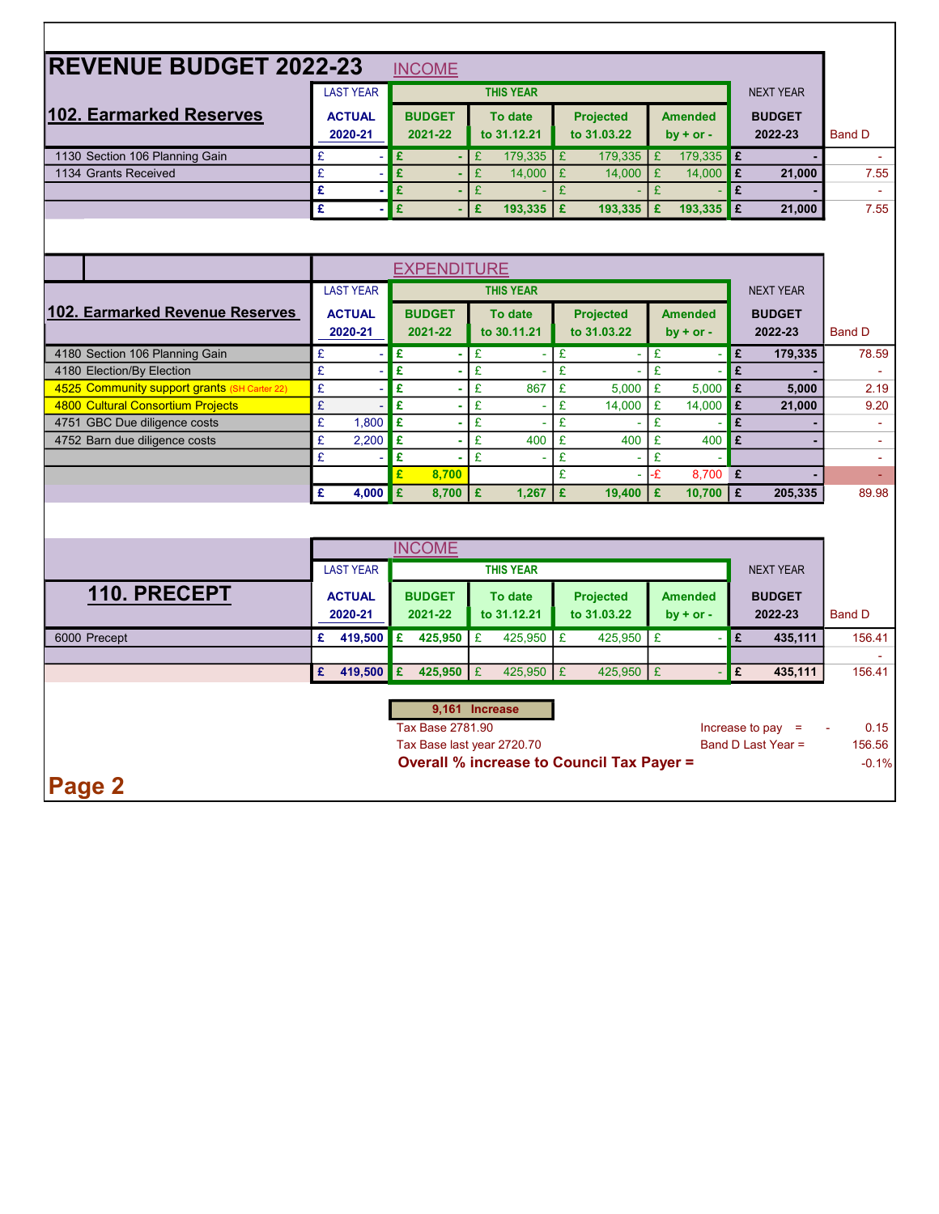# REVENUE BUDGET 2022-23

## INCOME

| 102. Earmarked Reserves | LAST YEAR ACTUAL 2020-21 | THIS YEAR BUDGET 2021-22 | To date to 31.12.21 | Projected to 31.03.22 | Amended by + or - | NEXT YEAR BUDGET 2022-23 | Band D |
|---|---|---|---|---|---|---|---|
| 1130 Section 106 Planning Gain | £ - | £ - | £ 179,335 | £ 179,335 | £ 179,335 | £ - | - |
| 1134 Grants Received | £ - | £ - | £ 14,000 | £ 14,000 | £ 14,000 | £ 21,000 | 7.55 |
| | £ - | £ - | £ - | £ - | £ - | £ - | - |
| | £ - | £ - | £ 193,335 | £ 193,335 | £ 193,335 | £ 21,000 | 7.55 |

## EXPENDITURE

| 102. Earmarked Revenue Reserves | LAST YEAR ACTUAL 2020-21 | THIS YEAR BUDGET 2021-22 | To date to 30.11.21 | Projected to 31.03.22 | Amended by + or - | NEXT YEAR BUDGET 2022-23 | Band D |
|---|---|---|---|---|---|---|---|
| 4180 Section 106 Planning Gain | £ - | £ - | £ - | £ - | £ - | £ 179,335 | 78.59 |
| 4180 Election/By Election | £ - | £ - | £ - | £ - | £ - | £ - | - |
| 4525 Community support grants (SH Carter 22) | £ - | £ - | £ 867 | £ 5,000 | £ 5,000 | £ 5,000 | 2.19 |
| 4800 Cultural Consortium Projects | £ - | £ - | £ - | £ 14,000 | £ 14,000 | £ 21,000 | 9.20 |
| 4751 GBC Due diligence costs | £ 1,800 | £ - | £ - | £ - | £ - | £ - | - |
| 4752 Barn due diligence costs | £ 2,200 | £ - | £ 400 | £ 400 | £ 400 | £ - | - |
| | £ - | £ - | £ - | £ - | £ - | | - |
| | | £ 8,700 | | £ - | -£ 8,700 | £ - | - |
| | £ 4,000 | £ 8,700 | £ 1,267 | £ 19,400 | £ 10,700 | £ 205,335 | 89.98 |

## INCOME

| 110. PRECEPT | LAST YEAR ACTUAL 2020-21 | THIS YEAR BUDGET 2021-22 | To date to 31.12.21 | Projected to 31.03.22 | Amended by + or - | NEXT YEAR BUDGET 2022-23 | Band D |
|---|---|---|---|---|---|---|---|
| 6000 Precept | £ 419,500 | £ 425,950 | £ 425,950 | £ 425,950 | £ - | £ 435,111 | 156.41 |
| | | | | | | | - |
| | £ 419,500 | £ 425,950 | £ 425,950 | £ 425,950 | £ - | £ 435,111 | 156.41 |

**9,161 Increase**

Tax Base 2781.90

Tax Base last year 2720.70

Increase to pay = - 0.15

Band D Last Year = 156.56

**Overall % increase to Council Tax Payer =** -0.1%

**Page 2**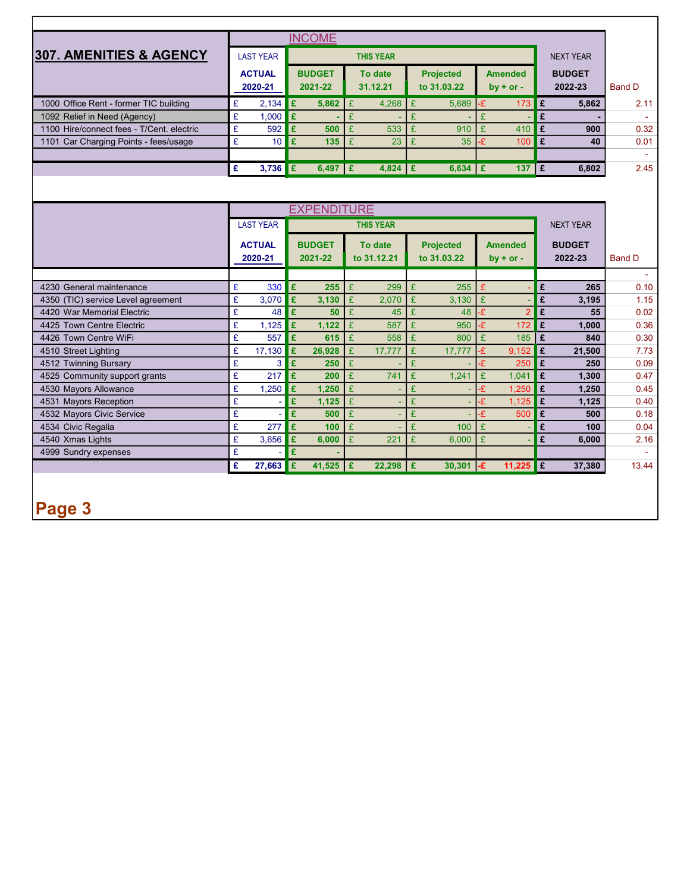## 307. AMENITIES & AGENCY

### INCOME

| | LAST YEAR | THIS YEAR | | | | NEXT YEAR | |
|---|---|---|---|---|---|---|---|
| | ACTUAL 2020-21 | BUDGET 2021-22 | To date 31.12.21 | Projected to 31.03.22 | Amended by + or - | BUDGET 2022-23 | Band D |
| 1000 Office Rent - former TIC building | £ 2,134 | £ 5,862 | £ 4,268 | £ 5,689 | -£ 173 | £ 5,862 | 2.11 |
| 1092 Relief in Need (Agency) | £ 1,000 | £ - | £ - | £ - | £ - | £ - | - |
| 1100 Hire/connect fees - T/Cent. electric | £ 592 | £ 500 | £ 533 | £ 910 | £ 410 | £ 900 | 0.32 |
| 1101 Car Charging Points - fees/usage | £ 10 | £ 135 | £ 23 | £ 35 | -£ 100 | £ 40 | 0.01 |
| | | | | | | | - |
| | £ 3,736 | £ 6,497 | £ 4,824 | £ 6,634 | £ 137 | £ 6,802 | 2.45 |

### EXPENDITURE

| | LAST YEAR | THIS YEAR | | | | NEXT YEAR | |
|---|---|---|---|---|---|---|---|
| | ACTUAL 2020-21 | BUDGET 2021-22 | To date to 31.12.21 | Projected to 31.03.22 | Amended by + or - | BUDGET 2022-23 | Band D |
| | | | | | | | - |
| 4230 General maintenance | £ 330 | £ 255 | £ 299 | £ 255 | £ - | £ 265 | 0.10 |
| 4350 (TIC) service Level agreement | £ 3,070 | £ 3,130 | £ 2,070 | £ 3,130 | £ - | £ 3,195 | 1.15 |
| 4420 War Memorial Electric | £ 48 | £ 50 | £ 45 | £ 48 | -£ 2 | £ 55 | 0.02 |
| 4425 Town Centre Electric | £ 1,125 | £ 1,122 | £ 587 | £ 950 | -£ 172 | £ 1,000 | 0.36 |
| 4426 Town Centre WiFi | £ 557 | £ 615 | £ 558 | £ 800 | £ 185 | £ 840 | 0.30 |
| 4510 Street Lighting | £ 17,130 | £ 26,928 | £ 17,777 | £ 17,777 | -£ 9,152 | £ 21,500 | 7.73 |
| 4512 Twinning Bursary | £ 3 | £ 250 | £ - | £ - | -£ 250 | £ 250 | 0.09 |
| 4525 Community support grants | £ 217 | £ 200 | £ 741 | £ 1,241 | £ 1,041 | £ 1,300 | 0.47 |
| 4530 Mayors Allowance | £ 1,250 | £ 1,250 | £ - | £ - | -£ 1,250 | £ 1,250 | 0.45 |
| 4531 Mayors Reception | £ - | £ 1,125 | £ - | £ - | -£ 1,125 | £ 1,125 | 0.40 |
| 4532 Mayors Civic Service | £ - | £ 500 | £ - | £ - | -£ 500 | £ 500 | 0.18 |
| 4534 Civic Regalia | £ 277 | £ 100 | £ - | £ 100 | £ - | £ 100 | 0.04 |
| 4540 Xmas Lights | £ 3,656 | £ 6,000 | £ 221 | £ 6,000 | £ - | £ 6,000 | 2.16 |
| 4999 Sundry expenses | £ - | £ - | | | | | - |
| | £ 27,663 | £ 41,525 | £ 22,298 | £ 30,301 | -£ 11,225 | £ 37,380 | 13.44 |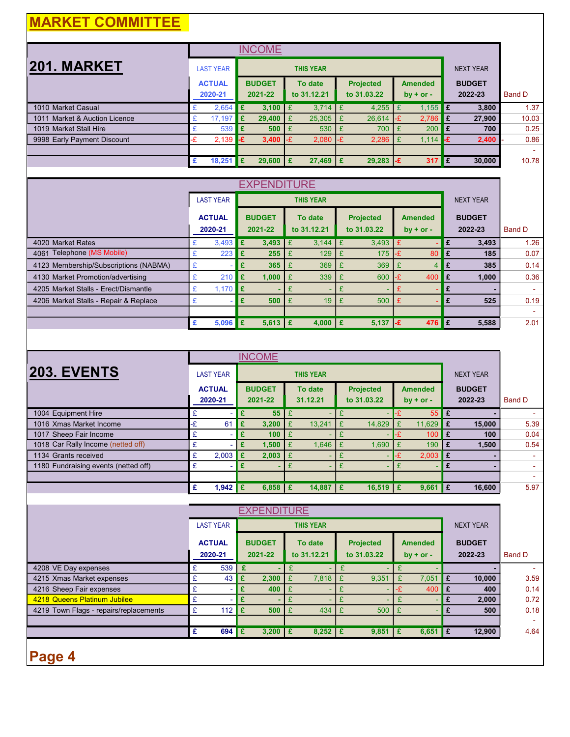# MARKET COMMITTEE

## 201. MARKET

**INCOME**

| | LAST YEAR | THIS YEAR | | | | NEXT YEAR | |
|---|---|---|---|---|---|---|---|
| | ACTUAL 2020-21 | BUDGET 2021-22 | To date to 31.12.21 | Projected to 31.03.22 | Amended by + or - | BUDGET 2022-23 | Band D |
| 1010 Market Casual | £ 2,654 | £ 3,100 | £ 3,714 | £ 4,255 | £ 1,155 | £ 3,800 | 1.37 |
| 1011 Market & Auction Licence | £ 17,197 | £ 29,400 | £ 25,305 | £ 26,614 | -£ 2,786 | £ 27,900 | 10.03 |
| 1019 Market Stall Hire | £ 539 | £ 500 | £ 530 | £ 700 | £ 200 | £ 700 | 0.25 |
| 9998 Early Payment Discount | -£ 2,139 | -£ 3,400 | -£ 2,080 | -£ 2,286 | £ 1,114 | -£ 2,400 | - 0.86 |
| | | | | | | | - |
| | £ 18,251 | £ 29,600 | £ 27,469 | £ 29,283 | -£ 317 | £ 30,000 | 10.78 |

**EXPENDITURE**

| | LAST YEAR | THIS YEAR | | | | NEXT YEAR | |
|---|---|---|---|---|---|---|---|
| | ACTUAL 2020-21 | BUDGET 2021-22 | To date to 31.12.21 | Projected to 31.03.22 | Amended by + or - | BUDGET 2022-23 | Band D |
| 4020 Market Rates | £ 3,493 | £ 3,493 | £ 3,144 | £ 3,493 | £ - | £ 3,493 | 1.26 |
| 4061 Telephone (MS Mobile) | £ 223 | £ 255 | £ 129 | £ 175 | -£ 80 | £ 185 | 0.07 |
| 4123 Membership/Subscriptions (NABMA) | £ - | £ 365 | £ 369 | £ 369 | £ 4 | £ 385 | 0.14 |
| 4130 Market Promotion/advertising | £ 210 | £ 1,000 | £ 339 | £ 600 | -£ 400 | £ 1,000 | 0.36 |
| 4205 Market Stalls - Erect/Dismantle | £ 1,170 | £ - | £ - | £ - | £ - | £ - | - |
| 4206 Market Stalls - Repair & Replace | £ - | £ 500 | £ 19 | £ 500 | £ - | £ 525 | 0.19 |
| | | | | | | | - |
| | £ 5,096 | £ 5,613 | £ 4,000 | £ 5,137 | -£ 476 | £ 5,588 | 2.01 |

## 203. EVENTS

**INCOME**

| | LAST YEAR | THIS YEAR | | | | NEXT YEAR | |
|---|---|---|---|---|---|---|---|
| | ACTUAL 2020-21 | BUDGET 2021-22 | To date 31.12.21 | Projected to 31.03.22 | Amended by + or - | BUDGET 2022-23 | Band D |
| 1004 Equipment Hire | £ - | £ 55 | £ - | £ - | -£ 55 | £ - | - |
| 1016 Xmas Market Income | -£ 61 | £ 3,200 | £ 13,241 | £ 14,829 | £ 11,629 | £ 15,000 | 5.39 |
| 1017 Sheep Fair Income | £ - | £ 100 | £ - | £ - | -£ 100 | £ 100 | 0.04 |
| 1018 Car Rally Income (netted off) | £ - | £ 1,500 | £ 1,646 | £ 1,690 | £ 190 | £ 1,500 | 0.54 |
| 1134 Grants received | £ 2,003 | £ 2,003 | £ - | £ - | -£ 2,003 | £ - | - |
| 1180 Fundraising events (netted off) | £ - | £ - | £ - | £ - | £ - | £ - | - |
| | | | | | | | - |
| | £ 1,942 | £ 6,858 | £ 14,887 | £ 16,519 | £ 9,661 | £ 16,600 | 5.97 |

**EXPENDITURE**

| | LAST YEAR | THIS YEAR | | | | NEXT YEAR | |
|---|---|---|---|---|---|---|---|
| | ACTUAL 2020-21 | BUDGET 2021-22 | To date to 31.12.21 | Projected to 31.03.22 | Amended by + or - | BUDGET 2022-23 | Band D |
| 4208 VE Day expenses | £ 539 | £ | £ - | £ - | £ - | - | - |
| 4215 Xmas Market expenses | £ 43 | £ 2,300 | £ 7,818 | £ 9,351 | £ 7,051 | £ 10,000 | 3.59 |
| 4216 Sheep Fair expenses | £ - | £ 400 | £ - | £ - | -£ 400 | £ 400 | 0.14 |
| 4218 Queens Platinum Jubilee | £ - | £ - | £ - | £ - | £ - | £ 2,000 | 0.72 |
| 4219 Town Flags - repairs/replacements | £ 112 | £ 500 | £ 434 | £ 500 | £ - | £ 500 | 0.18 |
| | | | | | | | - |
| | £ 694 | £ 3,200 | £ 8,252 | £ 9,851 | £ 6,651 | £ 12,900 | 4.64 |

**Page 4**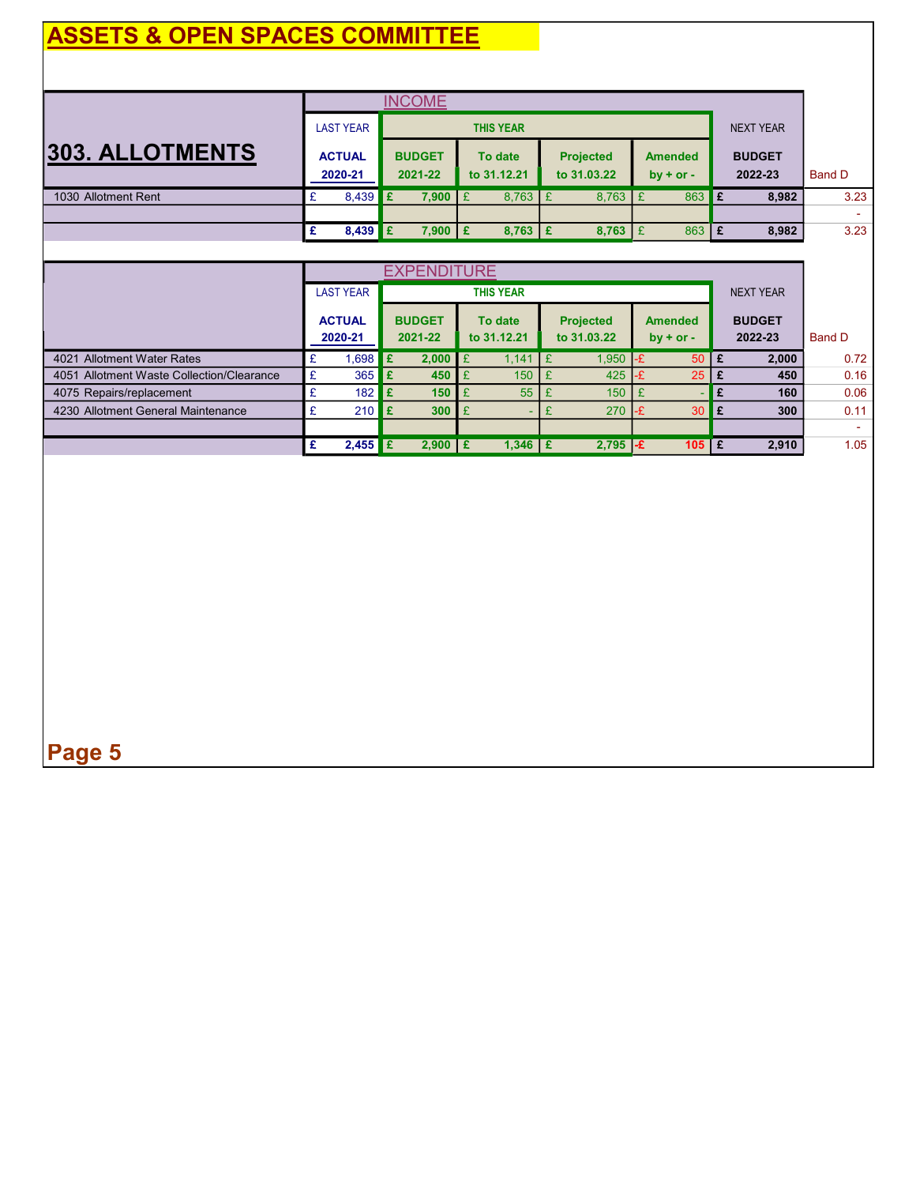# ASSETS & OPEN SPACES COMMITTEE

## 303. ALLOTMENTS

| | LAST YEAR | THIS YEAR | | | | NEXT YEAR | |
|---|---|---|---|---|---|---|---|
| **INCOME** | **ACTUAL 2020-21** | **BUDGET 2021-22** | **To date to 31.12.21** | **Projected to 31.03.22** | **Amended by + or -** | **BUDGET 2022-23** | Band D |
| 1030 Allotment Rent | £ 8,439 | £ 7,900 | £ 8,763 | £ 8,763 | £ 863 | £ 8,982 | 3.23 |
| | | | | | | | - |
| | £ 8,439 | £ 7,900 | £ 8,763 | £ 8,763 | £ 863 | £ 8,982 | 3.23 |

| | LAST YEAR | THIS YEAR | | | | NEXT YEAR | |
|---|---|---|---|---|---|---|---|
| **EXPENDITURE** | **ACTUAL 2020-21** | **BUDGET 2021-22** | **To date to 31.12.21** | **Projected to 31.03.22** | **Amended by + or -** | **BUDGET 2022-23** | Band D |
| 4021 Allotment Water Rates | £ 1,698 | £ 2,000 | £ 1,141 | £ 1,950 | -£ 50 | £ 2,000 | 0.72 |
| 4051 Allotment Waste Collection/Clearance | £ 365 | £ 450 | £ 150 | £ 425 | -£ 25 | £ 450 | 0.16 |
| 4075 Repairs/replacement | £ 182 | £ 150 | £ 55 | £ 150 | £ - | £ 160 | 0.06 |
| 4230 Allotment General Maintenance | £ 210 | £ 300 | £ - | £ 270 | -£ 30 | £ 300 | 0.11 |
| | | | | | | | - |
| | £ 2,455 | £ 2,900 | £ 1,346 | £ 2,795 | -£ 105 | £ 2,910 | 1.05 |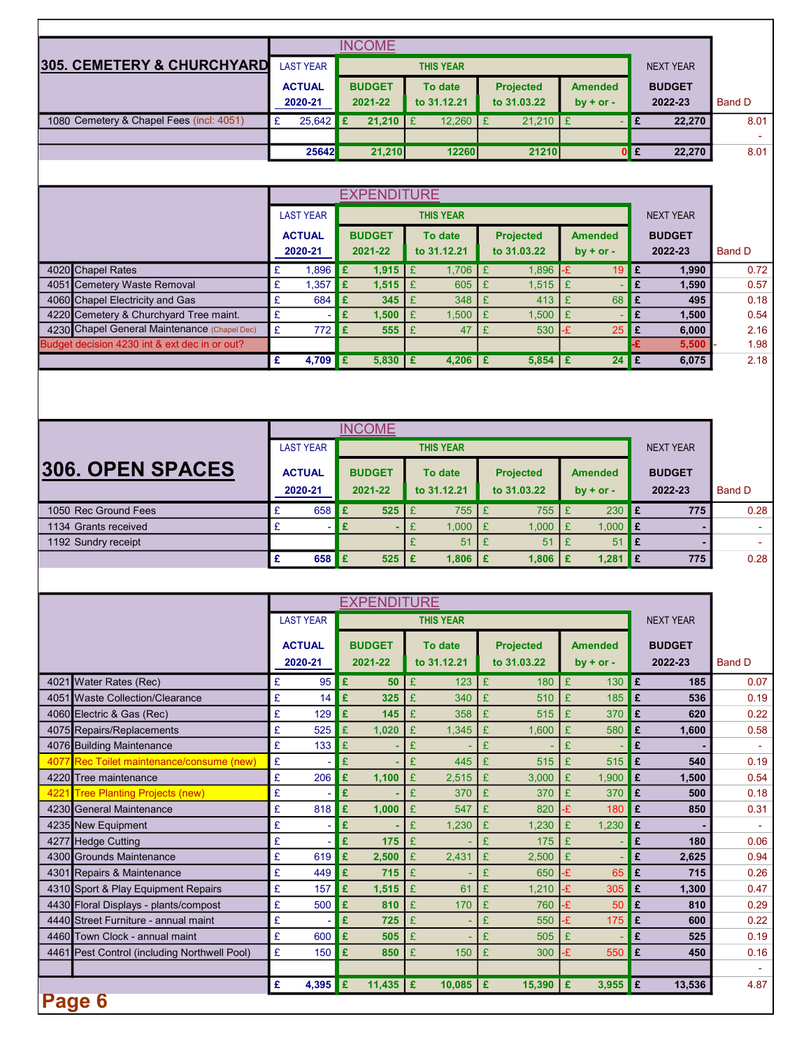## 305. CEMETERY & CHURCHYARD

| | | INCOME | | | | | |
|---|---|---|---|---|---|---|---|
| | LAST YEAR | THIS YEAR | | | | NEXT YEAR | |
| | ACTUAL 2020-21 | BUDGET 2021-22 | To date to 31.12.21 | Projected to 31.03.22 | Amended by + or - | BUDGET 2022-23 | Band D |
| 1080 Cemetery & Chapel Fees (incl: 4051) | £ 25,642 | £ 21,210 | £ 12,260 | £ 21,210 | £ - | £ 22,270 | 8.01 |
| | | | | | | | - |
| | 25642 | 21,210 | 12260 | 21210 | 0 | £ 22,270 | 8.01 |

| | | | EXPENDITURE | | | | | |
|---|---|---|---|---|---|---|---|---|
| | | LAST YEAR | THIS YEAR | | | | NEXT YEAR | |
| | | ACTUAL 2020-21 | BUDGET 2021-22 | To date to 31.12.21 | Projected to 31.03.22 | Amended by + or - | BUDGET 2022-23 | Band D |
| 4020 | Chapel Rates | £ 1,896 | £ 1,915 | £ 1,706 | £ 1,896 | -£ 19 | £ 1,990 | 0.72 |
| 4051 | Cemetery Waste Removal | £ 1,357 | £ 1,515 | £ 605 | £ 1,515 | £ - | £ 1,590 | 0.57 |
| 4060 | Chapel Electricity and Gas | £ 684 | £ 345 | £ 348 | £ 413 | £ 68 | £ 495 | 0.18 |
| 4220 | Cemetery & Churchyard Tree maint. | £ - | £ 1,500 | £ 1,500 | £ 1,500 | £ - | £ 1,500 | 0.54 |
| 4230 | Chapel General Maintenance (Chapel Dec) | £ 772 | £ 555 | £ 47 | £ 530 | -£ 25 | £ 6,000 | 2.16 |
| Budget decision 4230 int & ext dec in or out? | | | | | | | -£ 5,500 | - 1.98 |
| | | £ 4,709 | £ 5,830 | £ 4,206 | £ 5,854 | £ 24 | £ 6,075 | 2.18 |

## 306. OPEN SPACES

| | | INCOME | | | | | |
|---|---|---|---|---|---|---|---|
| | LAST YEAR | THIS YEAR | | | | NEXT YEAR | |
| | ACTUAL 2020-21 | BUDGET 2021-22 | To date to 31.12.21 | Projected to 31.03.22 | Amended by + or - | BUDGET 2022-23 | Band D |
| 1050 Rec Ground Fees | £ 658 | £ 525 | £ 755 | £ 755 | £ 230 | £ 775 | 0.28 |
| 1134 Grants received | £ - | £ - | £ 1,000 | £ 1,000 | £ 1,000 | £ - | - |
| 1192 Sundry receipt | | | £ 51 | £ 51 | £ 51 | £ - | - |
| | £ 658 | £ 525 | £ 1,806 | £ 1,806 | £ 1,281 | £ 775 | 0.28 |

| | | | EXPENDITURE | | | | | |
|---|---|---|---|---|---|---|---|---|
| | | LAST YEAR | THIS YEAR | | | | NEXT YEAR | |
| | | ACTUAL 2020-21 | BUDGET 2021-22 | To date to 31.12.21 | Projected to 31.03.22 | Amended by + or - | BUDGET 2022-23 | Band D |
| 4021 | Water Rates (Rec) | £ 95 | £ 50 | £ 123 | £ 180 | £ 130 | £ 185 | 0.07 |
| 4051 | Waste Collection/Clearance | £ 14 | £ 325 | £ 340 | £ 510 | £ 185 | £ 536 | 0.19 |
| 4060 | Electric & Gas (Rec) | £ 129 | £ 145 | £ 358 | £ 515 | £ 370 | £ 620 | 0.22 |
| 4075 | Repairs/Replacements | £ 525 | £ 1,020 | £ 1,345 | £ 1,600 | £ 580 | £ 1,600 | 0.58 |
| 4076 | Building Maintenance | £ 133 | £ - | £ - | £ - | £ - | £ - | - |
| 4077 | Rec Toilet maintenance/consume (new) | £ - | £ - | £ 445 | £ 515 | £ 515 | £ 540 | 0.19 |
| 4220 | Tree maintenance | £ 206 | £ 1,100 | £ 2,515 | £ 3,000 | £ 1,900 | £ 1,500 | 0.54 |
| 4221 | Tree Planting Projects (new) | £ - | £ - | £ 370 | £ 370 | £ 370 | £ 500 | 0.18 |
| 4230 | General Maintenance | £ 818 | £ 1,000 | £ 547 | £ 820 | -£ 180 | £ 850 | 0.31 |
| 4235 | New Equipment | £ - | £ - | £ 1,230 | £ 1,230 | £ 1,230 | £ - | - |
| 4277 | Hedge Cutting | £ - | £ 175 | £ - | £ 175 | £ - | £ 180 | 0.06 |
| 4300 | Grounds Maintenance | £ 619 | £ 2,500 | £ 2,431 | £ 2,500 | £ - | £ 2,625 | 0.94 |
| 4301 | Repairs & Maintenance | £ 449 | £ 715 | £ - | £ 650 | -£ 65 | £ 715 | 0.26 |
| 4310 | Sport & Play Equipment Repairs | £ 157 | £ 1,515 | £ 61 | £ 1,210 | -£ 305 | £ 1,300 | 0.47 |
| 4430 | Floral Displays - plants/compost | £ 500 | £ 810 | £ 170 | £ 760 | -£ 50 | £ 810 | 0.29 |
| 4440 | Street Furniture - annual maint | £ - | £ 725 | £ - | £ 550 | -£ 175 | £ 600 | 0.22 |
| 4460 | Town Clock - annual maint | £ 600 | £ 505 | £ - | £ 505 | £ - | £ 525 | 0.19 |
| 4461 | Pest Control (including Northwell Pool) | £ 150 | £ 850 | £ 150 | £ 300 | -£ 550 | £ 450 | 0.16 |
| | | | | | | | | - |
| | | £ 4,395 | £ 11,435 | £ 10,085 | £ 15,390 | £ 3,955 | £ 13,536 | 4.87 |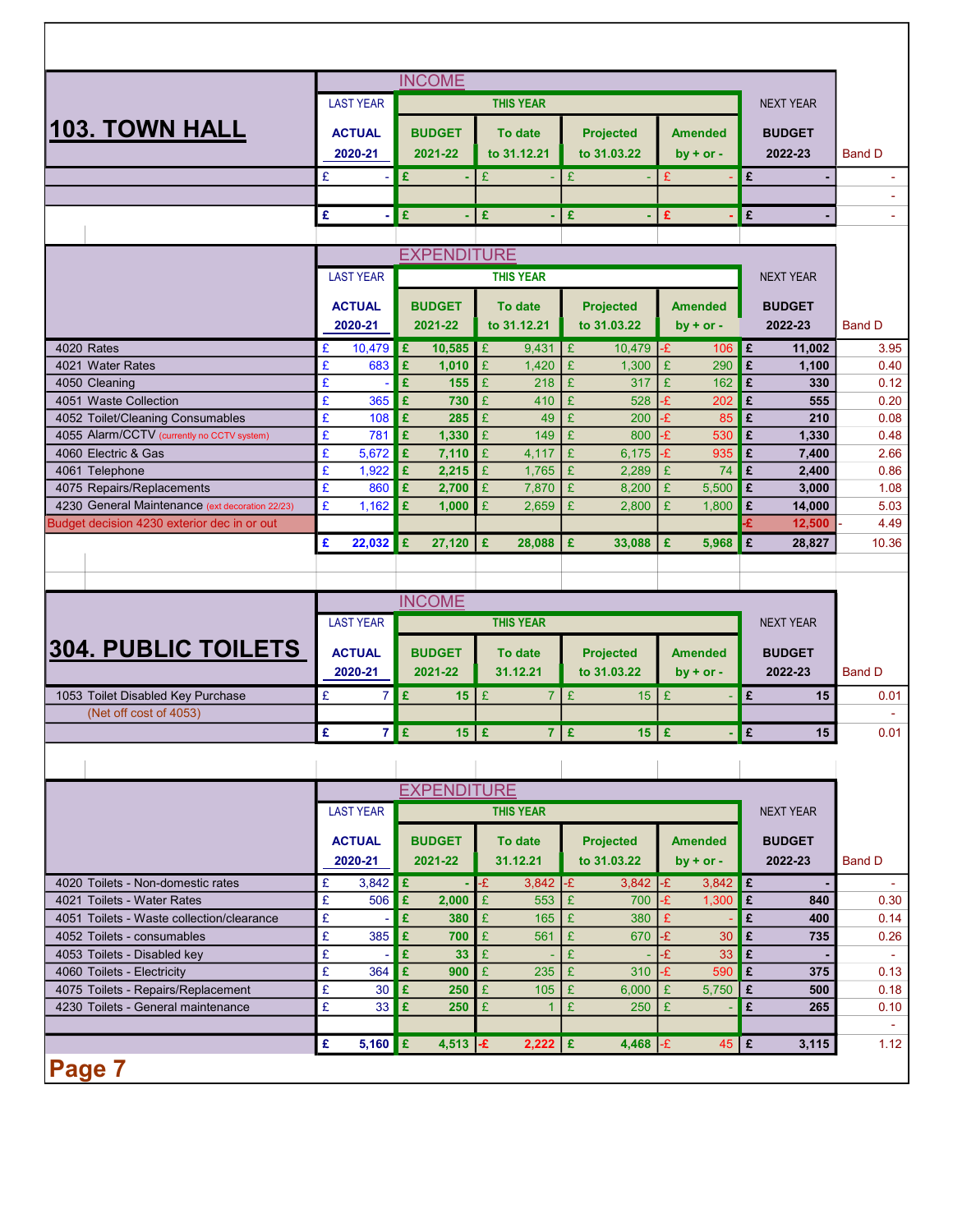# 103. TOWN HALL

**INCOME**

| | LAST YEAR | THIS YEAR | | | | NEXT YEAR | |
|---|---|---|---|---|---|---|---|
| | **ACTUAL 2020-21** | **BUDGET 2021-22** | **To date to 31.12.21** | **Projected to 31.03.22** | **Amended by + or -** | **BUDGET 2022-23** | Band D |
| | £ - | £ - | £ - | £ - | £ - | £ - | - |
| | | | | | | | - |
| | £ - | £ - | £ - | £ - | £ - | £ - | - |

**EXPENDITURE**

| | LAST YEAR | THIS YEAR | | | | NEXT YEAR | |
|---|---|---|---|---|---|---|---|
| | **ACTUAL 2020-21** | **BUDGET 2021-22** | **To date to 31.12.21** | **Projected to 31.03.22** | **Amended by + or -** | **BUDGET 2022-23** | Band D |
| 4020 Rates | £ 10,479 | £ 10,585 | £ 9,431 | £ 10,479 | -£ 106 | £ 11,002 | 3.95 |
| 4021 Water Rates | £ 683 | £ 1,010 | £ 1,420 | £ 1,300 | £ 290 | £ 1,100 | 0.40 |
| 4050 Cleaning | £ - | £ 155 | £ 218 | £ 317 | £ 162 | £ 330 | 0.12 |
| 4051 Waste Collection | £ 365 | £ 730 | £ 410 | £ 528 | -£ 202 | £ 555 | 0.20 |
| 4052 Toilet/Cleaning Consumables | £ 108 | £ 285 | £ 49 | £ 200 | -£ 85 | £ 210 | 0.08 |
| 4055 Alarm/CCTV (currently no CCTV system) | £ 781 | £ 1,330 | £ 149 | £ 800 | -£ 530 | £ 1,330 | 0.48 |
| 4060 Electric & Gas | £ 5,672 | £ 7,110 | £ 4,117 | £ 6,175 | -£ 935 | £ 7,400 | 2.66 |
| 4061 Telephone | £ 1,922 | £ 2,215 | £ 1,765 | £ 2,289 | £ 74 | £ 2,400 | 0.86 |
| 4075 Repairs/Replacements | £ 860 | £ 2,700 | £ 7,870 | £ 8,200 | £ 5,500 | £ 3,000 | 1.08 |
| 4230 General Maintenance (ext decoration 22/23) | £ 1,162 | £ 1,000 | £ 2,659 | £ 2,800 | £ 1,800 | £ 14,000 | 5.03 |
| Budget decision 4230 exterior dec in or out | | | | | | -£ 12,500 | - 4.49 |
| | £ 22,032 | £ 27,120 | £ 28,088 | £ 33,088 | £ 5,968 | £ 28,827 | 10.36 |

# 304. PUBLIC TOILETS

**INCOME**

| | LAST YEAR | THIS YEAR | | | | NEXT YEAR | |
|---|---|---|---|---|---|---|---|
| | **ACTUAL 2020-21** | **BUDGET 2021-22** | **To date 31.12.21** | **Projected to 31.03.22** | **Amended by + or -** | **BUDGET 2022-23** | Band D |
| 1053 Toilet Disabled Key Purchase | £ 7 | £ 15 | £ 7 | £ 15 | £ - | £ 15 | 0.01 |
| (Net off cost of 4053) | | | | | | | - |
| | £ 7 | £ 15 | £ 7 | £ 15 | £ - | £ 15 | 0.01 |

**EXPENDITURE**

| | LAST YEAR | THIS YEAR | | | | NEXT YEAR | |
|---|---|---|---|---|---|---|---|
| | **ACTUAL 2020-21** | **BUDGET 2021-22** | **To date 31.12.21** | **Projected to 31.03.22** | **Amended by + or -** | **BUDGET 2022-23** | Band D |
| 4020 Toilets - Non-domestic rates | £ 3,842 | £ - | -£ 3,842 | -£ 3,842 | -£ 3,842 | £ - | - |
| 4021 Toilets - Water Rates | £ 506 | £ 2,000 | £ 553 | £ 700 | -£ 1,300 | £ 840 | 0.30 |
| 4051 Toilets - Waste collection/clearance | £ - | £ 380 | £ 165 | £ 380 | £ - | £ 400 | 0.14 |
| 4052 Toilets - consumables | £ 385 | £ 700 | £ 561 | £ 670 | -£ 30 | £ 735 | 0.26 |
| 4053 Toilets - Disabled key | £ - | £ 33 | £ - | £ - | -£ 33 | £ - | - |
| 4060 Toilets - Electricity | £ 364 | £ 900 | £ 235 | £ 310 | -£ 590 | £ 375 | 0.13 |
| 4075 Toilets - Repairs/Replacement | £ 30 | £ 250 | £ 105 | £ 6,000 | £ 5,750 | £ 500 | 0.18 |
| 4230 Toilets - General maintenance | £ 33 | £ 250 | £ 1 | £ 250 | £ - | £ 265 | 0.10 |
| | | | | | | | - |
| | £ 5,160 | £ 4,513 | -£ 2,222 | £ 4,468 | -£ 45 | £ 3,115 | 1.12 |

**Page 7**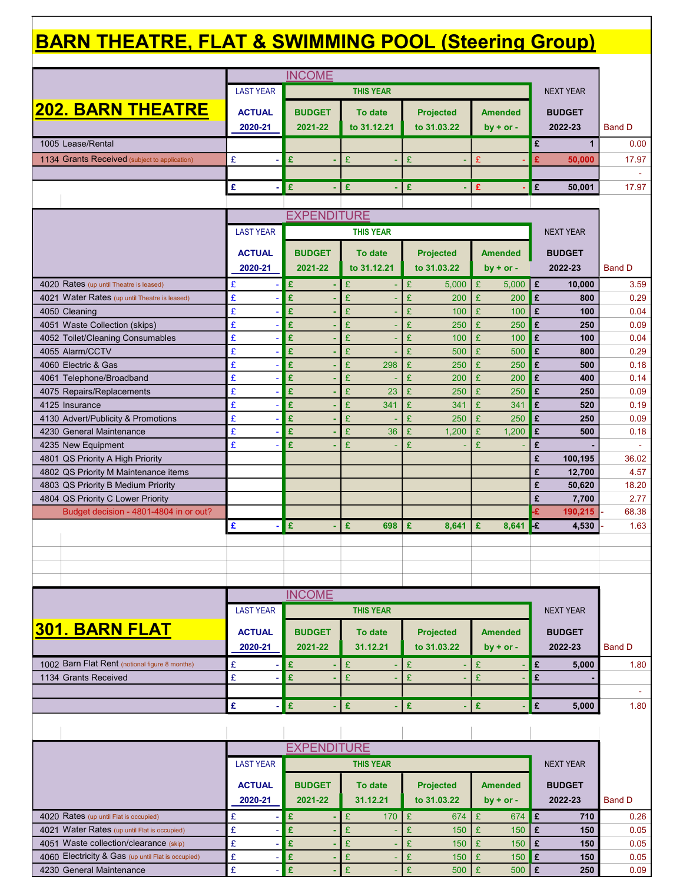# BARN THEATRE, FLAT & SWIMMING POOL (Steering Group)

## 202. BARN THEATRE

**INCOME**

| | LAST YEAR ACTUAL 2020-21 | THIS YEAR BUDGET 2021-22 | THIS YEAR To date to 31.12.21 | THIS YEAR Projected to 31.03.22 | THIS YEAR Amended by + or - | NEXT YEAR BUDGET 2022-23 | Band D |
|---|---|---|---|---|---|---|---|
| 1005 Lease/Rental | | | | | | £ 1 | 0.00 |
| 1134 Grants Received (subject to application) | £ - | £ - | £ - | £ - | £ - | £ 50,000 | 17.97 |
| | | | | | | | - |
| | £ - | £ - | £ - | £ - | £ - | £ 50,001 | 17.97 |

**EXPENDITURE**

| | LAST YEAR ACTUAL 2020-21 | THIS YEAR BUDGET 2021-22 | THIS YEAR To date to 31.12.21 | THIS YEAR Projected to 31.03.22 | THIS YEAR Amended by + or - | NEXT YEAR BUDGET 2022-23 | Band D |
|---|---|---|---|---|---|---|---|
| 4020 Rates (up until Theatre is leased) | £ - | £ - | £ - | £ 5,000 | £ 5,000 | £ 10,000 | 3.59 |
| 4021 Water Rates (up until Theatre is leased) | £ - | £ - | £ - | £ 200 | £ 200 | £ 800 | 0.29 |
| 4050 Cleaning | £ - | £ - | £ - | £ 100 | £ 100 | £ 100 | 0.04 |
| 4051 Waste Collection (skips) | £ - | £ - | £ - | £ 250 | £ 250 | £ 250 | 0.09 |
| 4052 Toilet/Cleaning Consumables | £ - | £ - | £ - | £ 100 | £ 100 | £ 100 | 0.04 |
| 4055 Alarm/CCTV | £ - | £ - | £ - | £ 500 | £ 500 | £ 800 | 0.29 |
| 4060 Electric & Gas | £ - | £ - | £ 298 | £ 250 | £ 250 | £ 500 | 0.18 |
| 4061 Telephone/Broadband | £ - | £ - | £ - | £ 200 | £ 200 | £ 400 | 0.14 |
| 4075 Repairs/Replacements | £ - | £ - | £ 23 | £ 250 | £ 250 | £ 250 | 0.09 |
| 4125 Insurance | £ - | £ - | £ 341 | £ 341 | £ 341 | £ 520 | 0.19 |
| 4130 Advert/Publicity & Promotions | £ - | £ - | £ - | £ 250 | £ 250 | £ 250 | 0.09 |
| 4230 General Maintenance | £ - | £ - | £ 36 | £ 1,200 | £ 1,200 | £ 500 | 0.18 |
| 4235 New Equipment | £ - | £ - | £ - | £ - | £ - | £ - | - |
| 4801 QS Priority A High Priority | | | | | | £ 100,195 | 36.02 |
| 4802 QS Priority M Maintenance items | | | | | | £ 12,700 | 4.57 |
| 4803 QS Priority B Medium Priority | | | | | | £ 50,620 | 18.20 |
| 4804 QS Priority C Lower Priority | | | | | | £ 7,700 | 2.77 |
| Budget decision - 4801-4804 in or out? | | | | | | -£ 190,215 | - 68.38 |
| | £ - | £ - | £ 698 | £ 8,641 | £ 8,641 | -£ 4,530 | - 1.63 |

## 301. BARN FLAT

**INCOME**

| | LAST YEAR ACTUAL 2020-21 | THIS YEAR BUDGET 2021-22 | THIS YEAR To date 31.12.21 | THIS YEAR Projected to 31.03.22 | THIS YEAR Amended by + or - | NEXT YEAR BUDGET 2022-23 | Band D |
|---|---|---|---|---|---|---|---|
| 1002 Barn Flat Rent (notional figure 8 months) | £ - | £ - | £ - | £ - | £ - | £ 5,000 | 1.80 |
| 1134 Grants Received | £ - | £ - | £ - | £ - | £ - | £ - | |
| | | | | | | | - |
| | £ - | £ - | £ - | £ - | £ - | £ 5,000 | 1.80 |

**EXPENDITURE**

| | LAST YEAR ACTUAL 2020-21 | THIS YEAR BUDGET 2021-22 | THIS YEAR To date 31.12.21 | THIS YEAR Projected to 31.03.22 | THIS YEAR Amended by + or - | NEXT YEAR BUDGET 2022-23 | Band D |
|---|---|---|---|---|---|---|---|
| 4020 Rates (up until Flat is occupied) | £ - | £ - | £ 170 | £ 674 | £ 674 | £ 710 | 0.26 |
| 4021 Water Rates (up until Flat is occupied) | £ - | £ - | £ - | £ 150 | £ 150 | £ 150 | 0.05 |
| 4051 Waste collection/clearance (skip) | £ - | £ - | £ - | £ 150 | £ 150 | £ 150 | 0.05 |
| 4060 Electricity & Gas (up until Flat is occupied) | £ - | £ - | £ - | £ 150 | £ 150 | £ 150 | 0.05 |
| 4230 General Maintenance | £ - | £ - | £ - | £ 500 | £ 500 | £ 250 | 0.09 |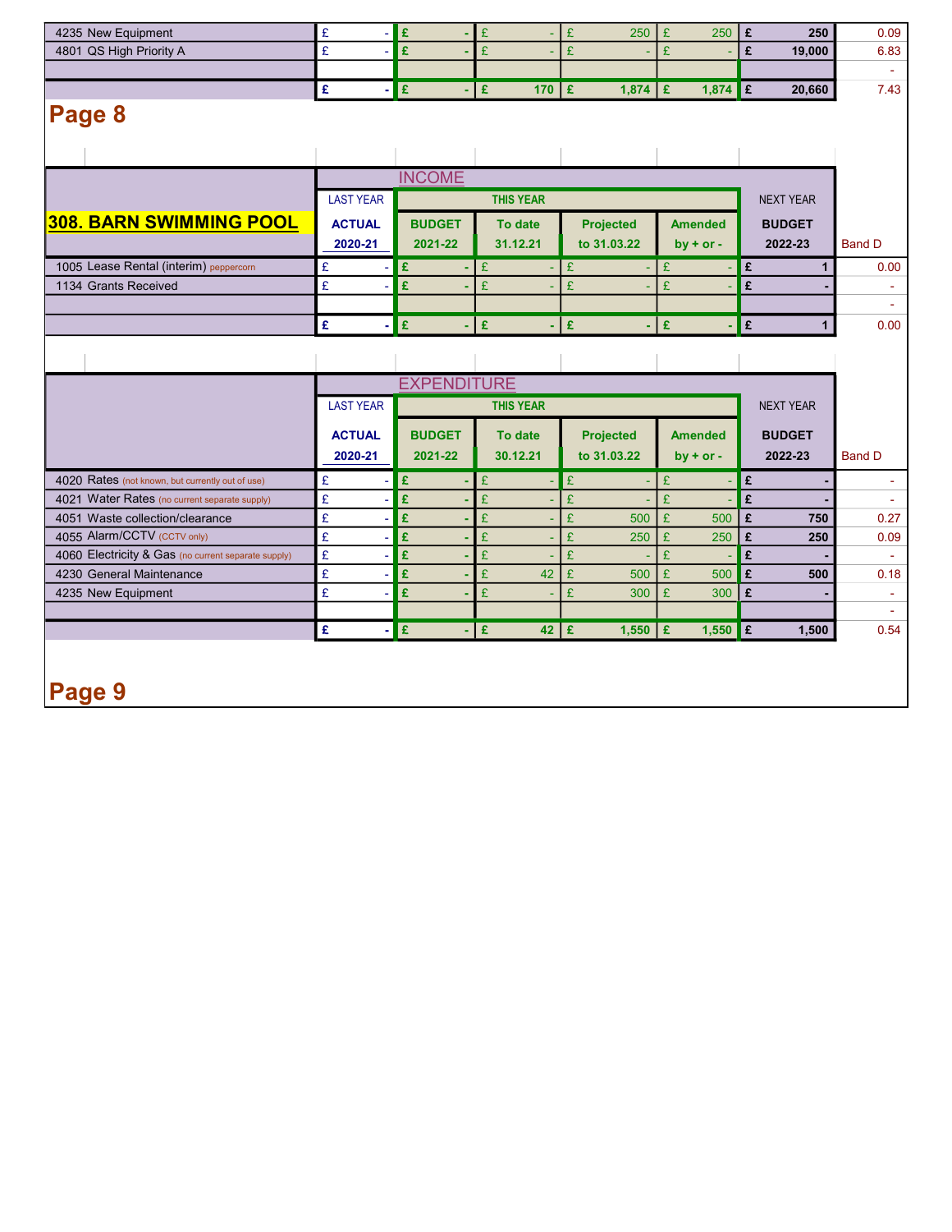| | | | | | | | |
|---|---|---|---|---|---|---|---|
| 4235 New Equipment | £ - | £ - | £ - | £ 250 | £ 250 | £ 250 | 0.09 |
| 4801 QS High Priority A | £ - | £ - | £ - | £ - | £ - | £ 19,000 | 6.83 |
| | | | | | | | - |
| | £ - | £ - | £ 170 | £ 1,874 | £ 1,874 | £ 20,660 | 7.43 |

# Page 8

## 308. BARN SWIMMING POOL

| INCOME | LAST YEAR | THIS YEAR | | | | NEXT YEAR | |
|---|---|---|---|---|---|---|---|
| | ACTUAL 2020-21 | BUDGET 2021-22 | To date 31.12.21 | Projected to 31.03.22 | Amended by + or - | BUDGET 2022-23 | Band D |
| 1005 Lease Rental (interim) peppercorn | £ - | £ - | £ - | £ - | £ - | £ 1 | 0.00 |
| 1134 Grants Received | £ - | £ - | £ - | £ - | £ - | £ - | - |
| | | | | | | | - |
| | £ - | £ - | £ - | £ - | £ - | £ 1 | 0.00 |

| EXPENDITURE | LAST YEAR | THIS YEAR | | | | NEXT YEAR | |
|---|---|---|---|---|---|---|---|
| | ACTUAL 2020-21 | BUDGET 2021-22 | To date 30.12.21 | Projected to 31.03.22 | Amended by + or - | BUDGET 2022-23 | Band D |
| 4020 Rates (not known, but currently out of use) | £ - | £ - | £ - | £ - | £ - | £ - | - |
| 4021 Water Rates (no current separate supply) | £ - | £ - | £ - | £ - | £ - | £ - | - |
| 4051 Waste collection/clearance | £ - | £ - | £ - | £ 500 | £ 500 | £ 750 | 0.27 |
| 4055 Alarm/CCTV (CCTV only) | £ - | £ - | £ - | £ 250 | £ 250 | £ 250 | 0.09 |
| 4060 Electricity & Gas (no current separate supply) | £ - | £ - | £ - | £ - | £ - | £ - | - |
| 4230 General Maintenance | £ - | £ - | £ 42 | £ 500 | £ 500 | £ 500 | 0.18 |
| 4235 New Equipment | £ - | £ - | £ - | £ 300 | £ 300 | £ - | - |
| | | | | | | | - |
| | £ - | £ - | £ 42 | £ 1,550 | £ 1,550 | £ 1,500 | 0.54 |

# Page 9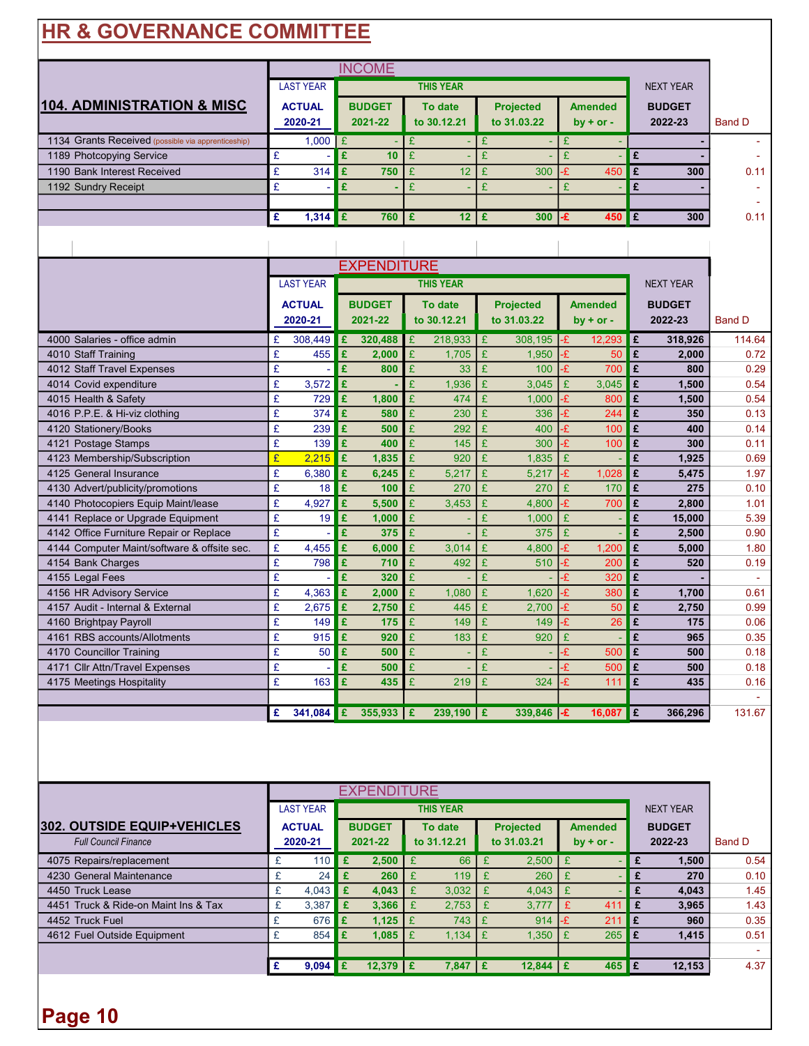# HR & GOVERNANCE COMMITTEE

## 104. ADMINISTRATION & MISC

INCOME

| | LAST YEAR ACTUAL 2020-21 | THIS YEAR BUDGET 2021-22 | To date to 30.12.21 | Projected to 31.03.22 | Amended by + or - | NEXT YEAR BUDGET 2022-23 | Band D |
|---|---|---|---|---|---|---|---|
| 1134 Grants Received (possible via apprenticeship) | 1,000 | £ - | £ - | £ - | £ - | - | - |
| 1189 Photcopying Service | £ - | £ 10 | £ - | £ - | £ - | £ - | - |
| 1190 Bank Interest Received | £ 314 | £ 750 | £ 12 | £ 300 | -£ 450 | £ 300 | 0.11 |
| 1192 Sundry Receipt | £ - | £ - | £ - | £ - | £ - | £ - | - |
| | | | | | | | - |
| | £ 1,314 | £ 760 | £ 12 | £ 300 | -£ 450 | £ 300 | 0.11 |

EXPENDITURE

| | LAST YEAR ACTUAL 2020-21 | THIS YEAR BUDGET 2021-22 | To date to 30.12.21 | Projected to 31.03.22 | Amended by + or - | NEXT YEAR BUDGET 2022-23 | Band D |
|---|---|---|---|---|---|---|---|
| 4000 Salaries - office admin | £ 308,449 | £ 320,488 | £ 218,933 | £ 308,195 | -£ 12,293 | £ 318,926 | 114.64 |
| 4010 Staff Training | £ 455 | £ 2,000 | £ 1,705 | £ 1,950 | -£ 50 | £ 2,000 | 0.72 |
| 4012 Staff Travel Expenses | £ - | £ 800 | £ 33 | £ 100 | -£ 700 | £ 800 | 0.29 |
| 4014 Covid expenditure | £ 3,572 | £ - | £ 1,936 | £ 3,045 | £ 3,045 | £ 1,500 | 0.54 |
| 4015 Health & Safety | £ 729 | £ 1,800 | £ 474 | £ 1,000 | -£ 800 | £ 1,500 | 0.54 |
| 4016 P.P.E. & Hi-viz clothing | £ 374 | £ 580 | £ 230 | £ 336 | -£ 244 | £ 350 | 0.13 |
| 4120 Stationery/Books | £ 239 | £ 500 | £ 292 | £ 400 | -£ 100 | £ 400 | 0.14 |
| 4121 Postage Stamps | £ 139 | £ 400 | £ 145 | £ 300 | -£ 100 | £ 300 | 0.11 |
| 4123 Membership/Subscription | £ 2,215 | £ 1,835 | £ 920 | £ 1,835 | £ - | £ 1,925 | 0.69 |
| 4125 General Insurance | £ 6,380 | £ 6,245 | £ 5,217 | £ 5,217 | -£ 1,028 | £ 5,475 | 1.97 |
| 4130 Advert/publicity/promotions | £ 18 | £ 100 | £ 270 | £ 270 | £ 170 | £ 275 | 0.10 |
| 4140 Photocopiers Equip Maint/lease | £ 4,927 | £ 5,500 | £ 3,453 | £ 4,800 | -£ 700 | £ 2,800 | 1.01 |
| 4141 Replace or Upgrade Equipment | £ 19 | £ 1,000 | £ - | £ 1,000 | £ - | £ 15,000 | 5.39 |
| 4142 Office Furniture Repair or Replace | £ - | £ 375 | £ - | £ 375 | £ - | £ 2,500 | 0.90 |
| 4144 Computer Maint/software & offsite sec. | £ 4,455 | £ 6,000 | £ 3,014 | £ 4,800 | -£ 1,200 | £ 5,000 | 1.80 |
| 4154 Bank Charges | £ 798 | £ 710 | £ 492 | £ 510 | -£ 200 | £ 520 | 0.19 |
| 4155 Legal Fees | £ - | £ 320 | £ - | £ - | -£ 320 | £ - | - |
| 4156 HR Advisory Service | £ 4,363 | £ 2,000 | £ 1,080 | £ 1,620 | -£ 380 | £ 1,700 | 0.61 |
| 4157 Audit - Internal & External | £ 2,675 | £ 2,750 | £ 445 | £ 2,700 | -£ 50 | £ 2,750 | 0.99 |
| 4160 Brightpay Payroll | £ 149 | £ 175 | £ 149 | £ 149 | -£ 26 | £ 175 | 0.06 |
| 4161 RBS accounts/Allotments | £ 915 | £ 920 | £ 183 | £ 920 | £ - | £ 965 | 0.35 |
| 4170 Councillor Training | £ 50 | £ 500 | £ - | £ - | -£ 500 | £ 500 | 0.18 |
| 4171 Cllr Attn/Travel Expenses | £ - | £ 500 | £ - | £ - | -£ 500 | £ 500 | 0.18 |
| 4175 Meetings Hospitality | £ 163 | £ 435 | £ 219 | £ 324 | -£ 111 | £ 435 | 0.16 |
| | | | | | | | - |
| | £ 341,084 | £ 355,933 | £ 239,190 | £ 339,846 | -£ 16,087 | £ 366,296 | 131.67 |

## 302. OUTSIDE EQUIP+VEHICLES

*Full Council Finance*

EXPENDITURE

| | LAST YEAR ACTUAL 2020-21 | THIS YEAR BUDGET 2021-22 | To date to 31.12.21 | Projected to 31.03.21 | Amended by + or - | NEXT YEAR BUDGET 2022-23 | Band D |
|---|---|---|---|---|---|---|---|
| 4075 Repairs/replacement | £ 110 | £ 2,500 | £ 66 | £ 2,500 | £ - | £ 1,500 | 0.54 |
| 4230 General Maintenance | £ 24 | £ 260 | £ 119 | £ 260 | £ - | £ 270 | 0.10 |
| 4450 Truck Lease | £ 4,043 | £ 4,043 | £ 3,032 | £ 4,043 | £ - | £ 4,043 | 1.45 |
| 4451 Truck & Ride-on Maint Ins & Tax | £ 3,387 | £ 3,366 | £ 2,753 | £ 3,777 | £ 411 | £ 3,965 | 1.43 |
| 4452 Truck Fuel | £ 676 | £ 1,125 | £ 743 | £ 914 | -£ 211 | £ 960 | 0.35 |
| 4612 Fuel Outside Equipment | £ 854 | £ 1,085 | £ 1,134 | £ 1,350 | £ 265 | £ 1,415 | 0.51 |
| | | | | | | | - |
| | £ 9,094 | £ 12,379 | £ 7,847 | £ 12,844 | £ 465 | £ 12,153 | 4.37 |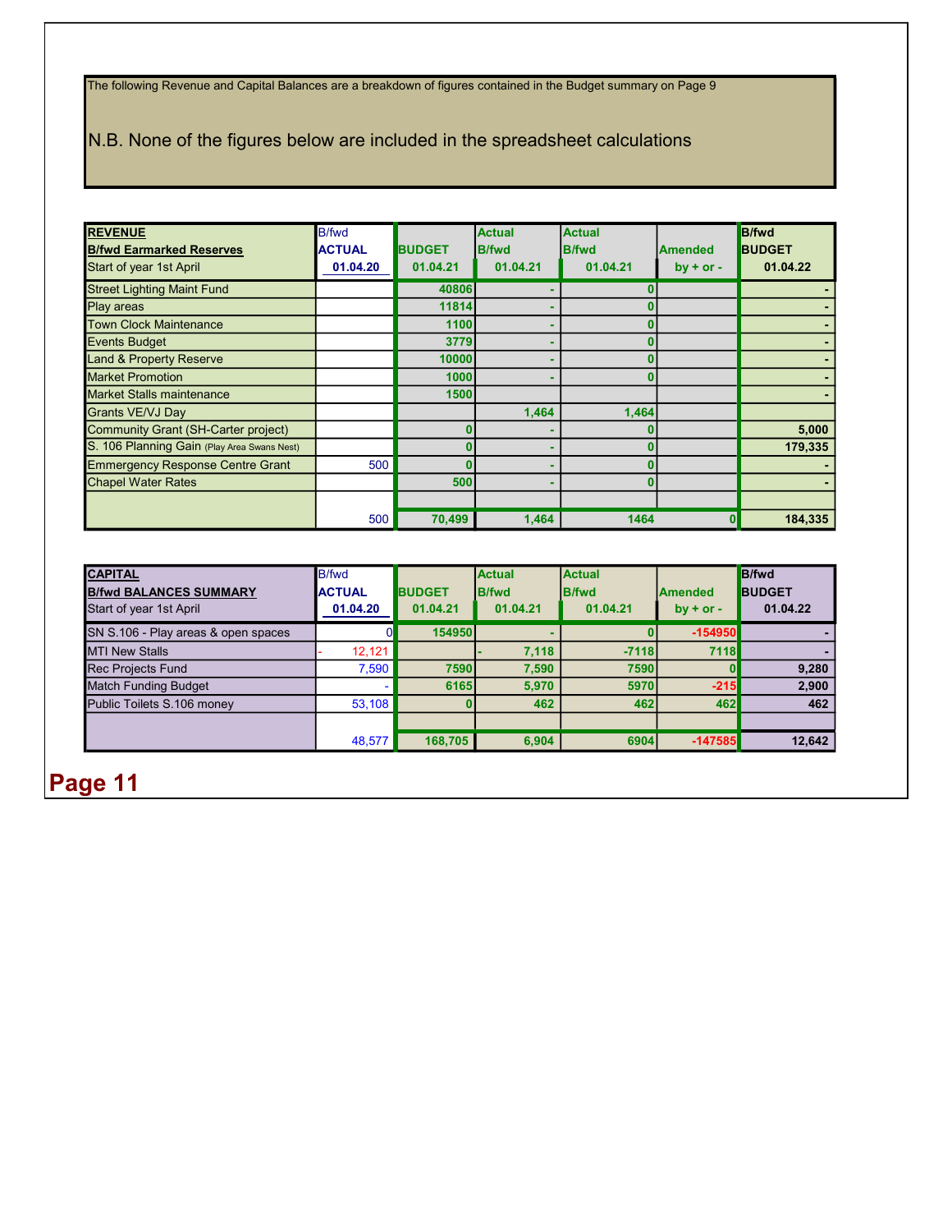The following Revenue and Capital Balances are a breakdown of figures contained in the Budget summary on Page 9

N.B. None of the figures below are included in the spreadsheet calculations

| **REVENUE**<br>**B/fwd Earmarked Reserves**<br>Start of year 1st April | B/fwd<br>**ACTUAL**<br>**01.04.20** | **BUDGET**<br>**01.04.21** | **Actual**<br>**B/fwd**<br>**01.04.21** | **Actual**<br>**B/fwd**<br>**01.04.21** | **Amended**<br>**by + or -** | **B/fwd**<br>**BUDGET**<br>**01.04.22** |
|---|---|---|---|---|---|---|
| Street Lighting Maint Fund | | 40806 | - | 0 | | - |
| Play areas | | 11814 | - | 0 | | - |
| Town Clock Maintenance | | 1100 | - | 0 | | - |
| Events Budget | | 3779 | - | 0 | | - |
| Land & Property Reserve | | 10000 | - | 0 | | - |
| Market Promotion | | 1000 | - | 0 | | - |
| Market Stalls maintenance | | 1500 | | | | - |
| Grants VE/VJ Day | | | 1,464 | 1,464 | | |
| Community Grant (SH-Carter project) | | 0 | - | 0 | | 5,000 |
| S. 106 Planning Gain (Play Area Swans Nest) | | 0 | - | 0 | | 179,335 |
| Emmergency Response Centre Grant | 500 | 0 | - | 0 | | - |
| Chapel Water Rates | | 500 | - | 0 | | - |
| | | | | | | |
| | 500 | 70,499 | 1,464 | 1464 | 0 | 184,335 |

| **CAPITAL**<br>**B/fwd BALANCES SUMMARY**<br>Start of year 1st April | B/fwd<br>**ACTUAL**<br>**01.04.20** | **BUDGET**<br>**01.04.21** | **Actual**<br>**B/fwd**<br>**01.04.21** | **Actual**<br>**B/fwd**<br>**01.04.21** | **Amended**<br>**by + or -** | **B/fwd**<br>**BUDGET**<br>**01.04.22** |
|---|---|---|---|---|---|---|
| SN S.106 - Play areas & open spaces | 0 | 154950 | - | 0 | -154950 | - |
| MTI New Stalls | - 12,121 | | - 7,118 | -7118 | 7118 | - |
| Rec Projects Fund | 7,590 | 7590 | 7,590 | 7590 | 0 | 9,280 |
| Match Funding Budget | - | 6165 | 5,970 | 5970 | -215 | 2,900 |
| Public Toilets S.106 money | 53,108 | 0 | 462 | 462 | 462 | 462 |
| | | | | | | |
| | 48,577 | 168,705 | 6,904 | 6904 | -147585 | 12,642 |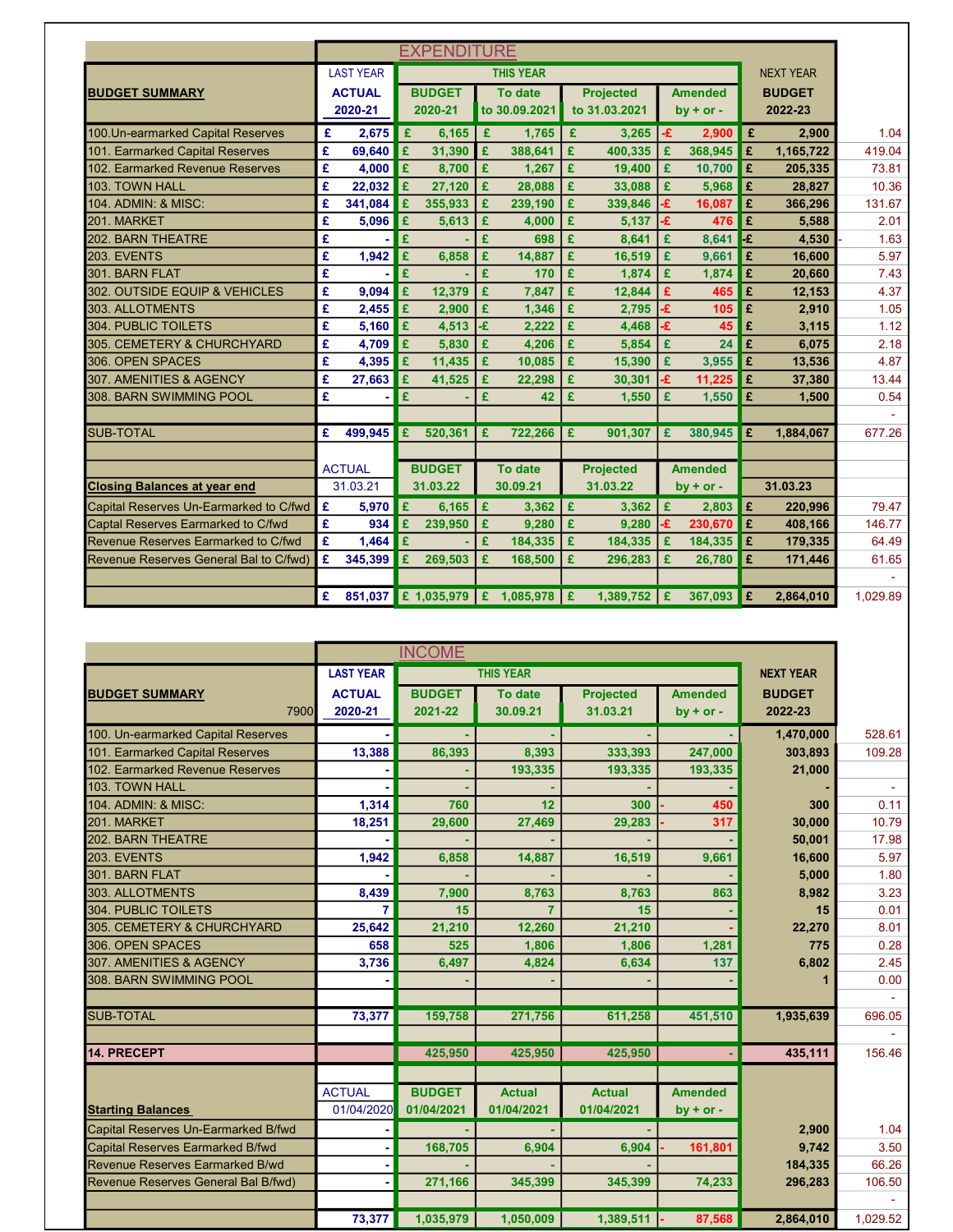## EXPENDITURE

| BUDGET SUMMARY | LAST YEAR ACTUAL 2020-21 | THIS YEAR BUDGET 2020-21 | To date to 30.09.2021 | Projected to 31.03.2021 | Amended by + or - | NEXT YEAR BUDGET 2022-23 | |
|---|---|---|---|---|---|---|---|
| 100.Un-earmarked Capital Reserves | £ 2,675 | £ 6,165 | £ 1,765 | £ 3,265 | -£ 2,900 | £ 2,900 | 1.04 |
| 101. Earmarked Capital Reserves | £ 69,640 | £ 31,390 | £ 388,641 | £ 400,335 | £ 368,945 | £ 1,165,722 | 419.04 |
| 102. Earmarked Revenue Reserves | £ 4,000 | £ 8,700 | £ 1,267 | £ 19,400 | £ 10,700 | £ 205,335 | 73.81 |
| 103. TOWN HALL | £ 22,032 | £ 27,120 | £ 28,088 | £ 33,088 | £ 5,968 | £ 28,827 | 10.36 |
| 104. ADMIN: & MISC: | £ 341,084 | £ 355,933 | £ 239,190 | £ 339,846 | -£ 16,087 | £ 366,296 | 131.67 |
| 201. MARKET | £ 5,096 | £ 5,613 | £ 4,000 | £ 5,137 | -£ 476 | £ 5,588 | 2.01 |
| 202. BARN THEATRE | £ - | £ - | £ 698 | £ 8,641 | £ 8,641 | -£ 4,530 | - 1.63 |
| 203. EVENTS | £ 1,942 | £ 6,858 | £ 14,887 | £ 16,519 | £ 9,661 | £ 16,600 | 5.97 |
| 301. BARN FLAT | £ - | £ - | £ 170 | £ 1,874 | £ 1,874 | £ 20,660 | 7.43 |
| 302. OUTSIDE EQUIP & VEHICLES | £ 9,094 | £ 12,379 | £ 7,847 | £ 12,844 | £ 465 | £ 12,153 | 4.37 |
| 303. ALLOTMENTS | £ 2,455 | £ 2,900 | £ 1,346 | £ 2,795 | -£ 105 | £ 2,910 | 1.05 |
| 304. PUBLIC TOILETS | £ 5,160 | £ 4,513 | -£ 2,222 | £ 4,468 | -£ 45 | £ 3,115 | 1.12 |
| 305. CEMETERY & CHURCHYARD | £ 4,709 | £ 5,830 | £ 4,206 | £ 5,854 | £ 24 | £ 6,075 | 2.18 |
| 306. OPEN SPACES | £ 4,395 | £ 11,435 | £ 10,085 | £ 15,390 | £ 3,955 | £ 13,536 | 4.87 |
| 307. AMENITIES & AGENCY | £ 27,663 | £ 41,525 | £ 22,298 | £ 30,301 | -£ 11,225 | £ 37,380 | 13.44 |
| 308. BARN SWIMMING POOL | £ - | £ - | £ 42 | £ 1,550 | £ 1,550 | £ 1,500 | 0.54 |
| | | | | | | | - |
| SUB-TOTAL | £ 499,945 | £ 520,361 | £ 722,266 | £ 901,307 | £ 380,945 | £ 1,884,067 | 677.26 |
| | | | | | | | |
| **Closing Balances at year end** | ACTUAL 31.03.21 | BUDGET 31.03.22 | To date 30.09.21 | Projected 31.03.22 | Amended by + or - | 31.03.23 | |
| Capital Reserves Un-Earmarked to C/fwd | £ 5,970 | £ 6,165 | £ 3,362 | £ 3,362 | £ 2,803 | £ 220,996 | 79.47 |
| Captal Reserves Earmarked to C/fwd | £ 934 | £ 239,950 | £ 9,280 | £ 9,280 | -£ 230,670 | £ 408,166 | 146.77 |
| Revenue Reserves Earmarked to C/fwd | £ 1,464 | £ - | £ 184,335 | £ 184,335 | £ 184,335 | £ 179,335 | 64.49 |
| Revenue Reserves General Bal to C/fwd) | £ 345,399 | £ 269,503 | £ 168,500 | £ 296,283 | £ 26,780 | £ 171,446 | 61.65 |
| | | | | | | | - |
| | £ 851,037 | £ 1,035,979 | £ 1,085,978 | £ 1,389,752 | £ 367,093 | £ 2,864,010 | 1,029.89 |

## INCOME

| BUDGET SUMMARY 7900 | LAST YEAR ACTUAL 2020-21 | THIS YEAR BUDGET 2021-22 | To date 30.09.21 | Projected 31.03.21 | Amended by + or - | NEXT YEAR BUDGET 2022-23 | |
|---|---|---|---|---|---|---|---|
| 100. Un-earmarked Capital Reserves | - | - | - | - | - | 1,470,000 | 528.61 |
| 101. Earmarked Capital Reserves | 13,388 | 86,393 | 8,393 | 333,393 | 247,000 | 303,893 | 109.28 |
| 102. Earmarked Revenue Reserves | - | - | 193,335 | 193,335 | 193,335 | 21,000 | |
| 103. TOWN HALL | - | - | - | - | - | - | - |
| 104. ADMIN: & MISC: | 1,314 | 760 | 12 | 300 | - 450 | 300 | 0.11 |
| 201. MARKET | 18,251 | 29,600 | 27,469 | 29,283 | - 317 | 30,000 | 10.79 |
| 202. BARN THEATRE | - | - | - | - | - | 50,001 | 17.98 |
| 203. EVENTS | 1,942 | 6,858 | 14,887 | 16,519 | 9,661 | 16,600 | 5.97 |
| 301. BARN FLAT | - | - | - | - | - | 5,000 | 1.80 |
| 303. ALLOTMENTS | 8,439 | 7,900 | 8,763 | 8,763 | 863 | 8,982 | 3.23 |
| 304. PUBLIC TOILETS | 7 | 15 | 7 | 15 | - | 15 | 0.01 |
| 305. CEMETERY & CHURCHYARD | 25,642 | 21,210 | 12,260 | 21,210 | - | 22,270 | 8.01 |
| 306. OPEN SPACES | 658 | 525 | 1,806 | 1,806 | 1,281 | 775 | 0.28 |
| 307. AMENITIES & AGENCY | 3,736 | 6,497 | 4,824 | 6,634 | 137 | 6,802 | 2.45 |
| 308. BARN SWIMMING POOL | - | - | - | - | - | 1 | 0.00 |
| | | | | | | | - |
| SUB-TOTAL | 73,377 | 159,758 | 271,756 | 611,258 | 451,510 | 1,935,639 | 696.05 |
| | | | | | | | - |
| **14. PRECEPT** | | 425,950 | 425,950 | 425,950 | - | 435,111 | 156.46 |
| | | | | | | | |
| **Starting Balances** | ACTUAL 01/04/2020 | BUDGET 01/04/2021 | Actual 01/04/2021 | Actual 01/04/2021 | Amended by + or - | | |
| Capital Reserves Un-Earmarked B/fwd | - | - | - | - | | 2,900 | 1.04 |
| Capital Reserves Earmarked B/fwd | - | 168,705 | 6,904 | 6,904 | - 161,801 | 9,742 | 3.50 |
| Revenue Reserves Earmarked B/wd | - | - | - | - | | 184,335 | 66.26 |
| Revenue Reserves General Bal B/fwd) | - | 271,166 | 345,399 | 345,399 | 74,233 | 296,283 | 106.50 |
| | | | | | | | - |
| | 73,377 | 1,035,979 | 1,050,009 | 1,389,511 | - 87,568 | 2,864,010 | 1,029.52 |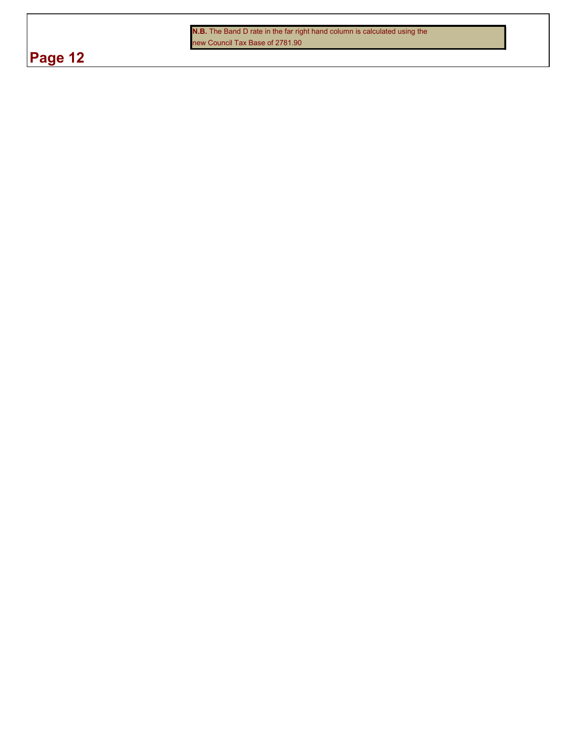**N.B.** The Band D rate in the far right hand column is calculated using the new Council Tax Base of 2781.90